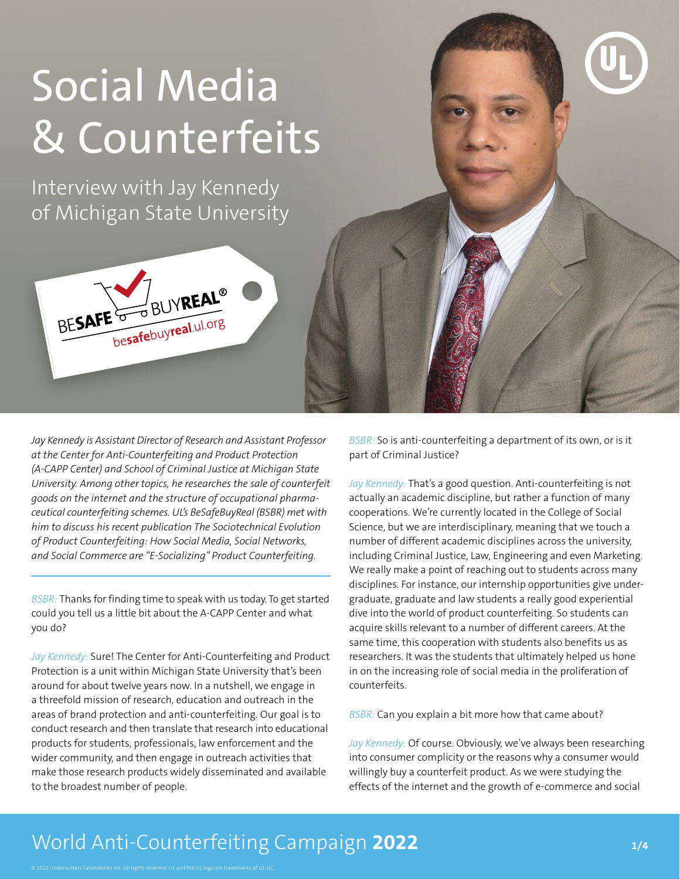# Social Media & Counterfeits

## Interview with Jay Kennedy of Michigan State University

BESAFE BUYREAL®
besafebuyreal.ul.org

*Jay Kennedy is Assistant Director of Research and Assistant Professor at the Center for Anti-Counterfeiting and Product Protection (A-CAPP Center) and School of Criminal Justice at Michigan State University. Among other topics, he researches the sale of counterfeit goods on the internet and the structure of occupational pharmaceutical counterfeiting schemes. UL's BeSafeBuyReal (BSBR) met with him to discuss his recent publication The Sociotechnical Evolution of Product Counterfeiting: How Social Media, Social Networks, and Social Commerce are "E-Socializing" Product Counterfeiting.*

---

*BSBR:* Thanks for finding time to speak with us today. To get started could you tell us a little bit about the A-CAPP Center and what you do?

*Jay Kennedy:* Sure! The Center for Anti-Counterfeiting and Product Protection is a unit within Michigan State University that's been around for about twelve years now. In a nutshell, we engage in a threefold mission of research, education and outreach in the areas of brand protection and anti-counterfeiting. Our goal is to conduct research and then translate that research into educational products for students, professionals, law enforcement and the wider community, and then engage in outreach activities that make those research products widely disseminated and available to the broadest number of people.

*BSBR:* So is anti-counterfeiting a department of its own, or is it part of Criminal Justice?

*Jay Kennedy:* That's a good question. Anti-counterfeiting is not actually an academic discipline, but rather a function of many cooperations. We're currently located in the College of Social Science, but we are interdisciplinary, meaning that we touch a number of different academic disciplines across the university, including Criminal Justice, Law, Engineering and even Marketing. We really make a point of reaching out to students across many disciplines. For instance, our internship opportunities give undergraduate, graduate and law students a really good experiential dive into the world of product counterfeiting. So students can acquire skills relevant to a number of different careers. At the same time, this cooperation with students also benefits us as researchers. It was the students that ultimately helped us hone in on the increasing role of social media in the proliferation of counterfeits.

*BSBR:* Can you explain a bit more how that came about?

*Jay Kennedy:* Of course. Obviously, we've always been researching into consumer complicity or the reasons why a consumer would willingly buy a counterfeit product. As we were studying the effects of the internet and the growth of e-commerce and social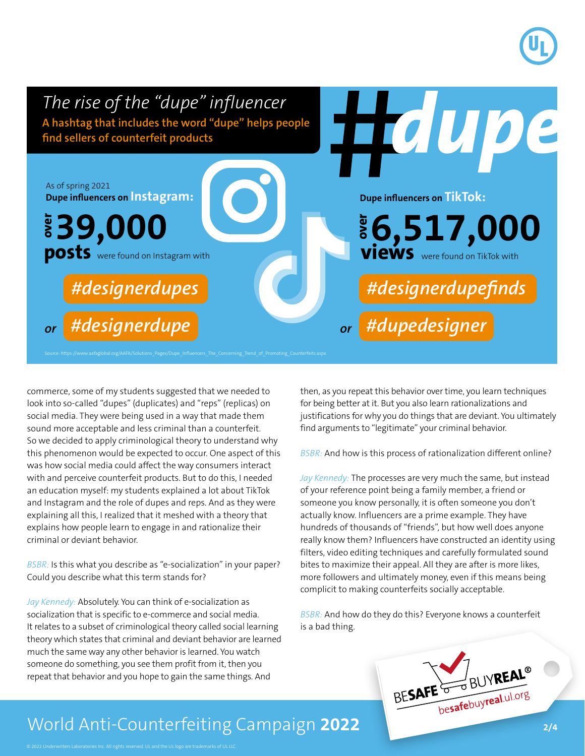## The rise of the "dupe" influencer

**A hashtag that includes the word "dupe" helps people find sellers of counterfeit products**

#dupe

As of spring 2021

**Dupe influencers on Instagram:**

**over 39,000 posts** were found on Instagram with

**#designerdupes** or **#designerdupe**

**Dupe influencers on TikTok:**

**over 6,517,000 views** were found on TikTok with

**#designerdupefinds** or **#dupedesigner**

Source: https://www.aafaglobal.org/AAFA/Solutions_Pages/Dupe_Influencers_The_Concerning_Trend_of_Promoting_Counterfeits.aspx

commerce, some of my students suggested that we needed to look into so-called "dupes" (duplicates) and "reps" (replicas) on social media. They were being used in a way that made them sound more acceptable and less criminal than a counterfeit. So we decided to apply criminological theory to understand why this phenomenon would be expected to occur. One aspect of this was how social media could affect the way consumers interact with and perceive counterfeit products. But to do this, I needed an education myself: my students explained a lot about TikTok and Instagram and the role of dupes and reps. And as they were explaining all this, I realized that it meshed with a theory that explains how people learn to engage in and rationalize their criminal or deviant behavior.

*BSBR:* Is this what you describe as "e-socialization" in your paper? Could you describe what this term stands for?

*Jay Kennedy:* Absolutely. You can think of e-socialization as socialization that is specific to e-commerce and social media. It relates to a subset of criminological theory called social learning theory which states that criminal and deviant behavior are learned much the same way any other behavior is learned. You watch someone do something, you see them profit from it, then you repeat that behavior and you hope to gain the same things. And then, as you repeat this behavior over time, you learn techniques for being better at it. But you also learn rationalizations and justifications for why you do things that are deviant. You ultimately find arguments to "legitimate" your criminal behavior.

*BSBR:* And how is this process of rationalization different online?

*Jay Kennedy:* The processes are very much the same, but instead of your reference point being a family member, a friend or someone you know personally, it is often someone you don't actually know. Influencers are a prime example. They have hundreds of thousands of "friends", but how well does anyone really know them? Influencers have constructed an identity using filters, video editing techniques and carefully formulated sound bites to maximize their appeal. All they are after is more likes, more followers and ultimately money, even if this means being complicit to making counterfeits socially acceptable.

*BSBR:* And how do they do this? Everyone knows a counterfeit is a bad thing.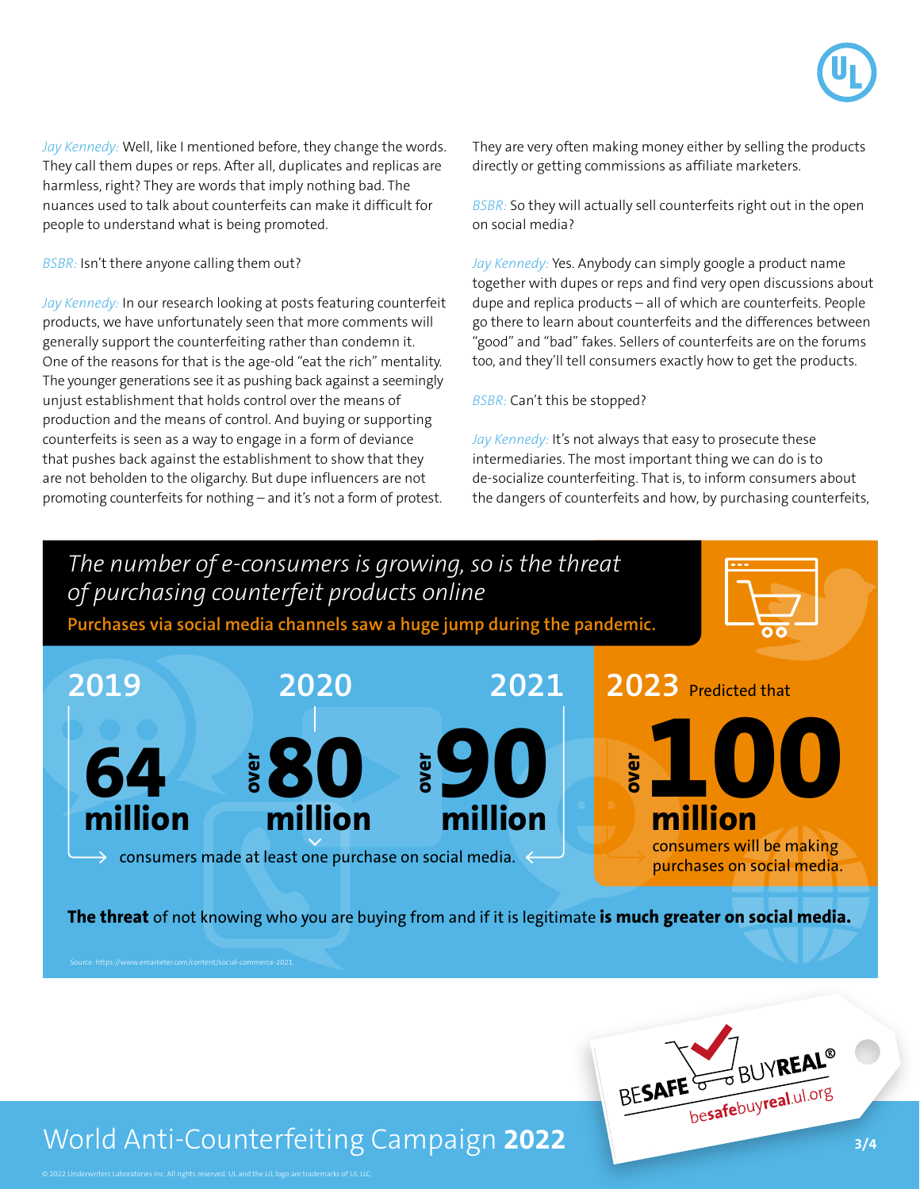*Jay Kennedy:* Well, like I mentioned before, they change the words. They call them dupes or reps. After all, duplicates and replicas are harmless, right? They are words that imply nothing bad. The nuances used to talk about counterfeits can make it difficult for people to understand what is being promoted.

*BSBR:* Isn't there anyone calling them out?

*Jay Kennedy:* In our research looking at posts featuring counterfeit products, we have unfortunately seen that more comments will generally support the counterfeiting rather than condemn it. One of the reasons for that is the age-old "eat the rich" mentality. The younger generations see it as pushing back against a seemingly unjust establishment that holds control over the means of production and the means of control. And buying or supporting counterfeits is seen as a way to engage in a form of deviance that pushes back against the establishment to show that they are not beholden to the oligarchy. But dupe influencers are not promoting counterfeits for nothing – and it's not a form of protest. They are very often making money either by selling the products directly or getting commissions as affiliate marketers.

*BSBR:* So they will actually sell counterfeits right out in the open on social media?

*Jay Kennedy:* Yes. Anybody can simply google a product name together with dupes or reps and find very open discussions about dupe and replica products – all of which are counterfeits. People go there to learn about counterfeits and the differences between "good" and "bad" fakes. Sellers of counterfeits are on the forums too, and they'll tell consumers exactly how to get the products.

*BSBR:* Can't this be stopped?

*Jay Kennedy:* It's not always that easy to prosecute these intermediaries. The most important thing we can do is to de-socialize counterfeiting. That is, to inform consumers about the dangers of counterfeits and how, by purchasing counterfeits,

## *The number of e-consumers is growing, so is the threat of purchasing counterfeit products online*

**Purchases via social media channels saw a huge jump during the pandemic.**

**2019** — **64 million**

**2020** — over **80 million**

**2021** — over **90 million**

consumers made at least one purchase on social media.

**2023** Predicted that over **100 million** consumers will be making purchases on social media.

**The threat** of not knowing who you are buying from and if it is legitimate **is much greater on social media.**

Source: https://www.emarketer.com/content/social-commerce-2021

BESAFE BUYREAL® besafebuyreal.ul.org

World Anti-Counterfeiting Campaign **2022**

© 2022 Underwriters Laboratories Inc. All rights reserved. UL and the UL logo are trademarks of UL LLC.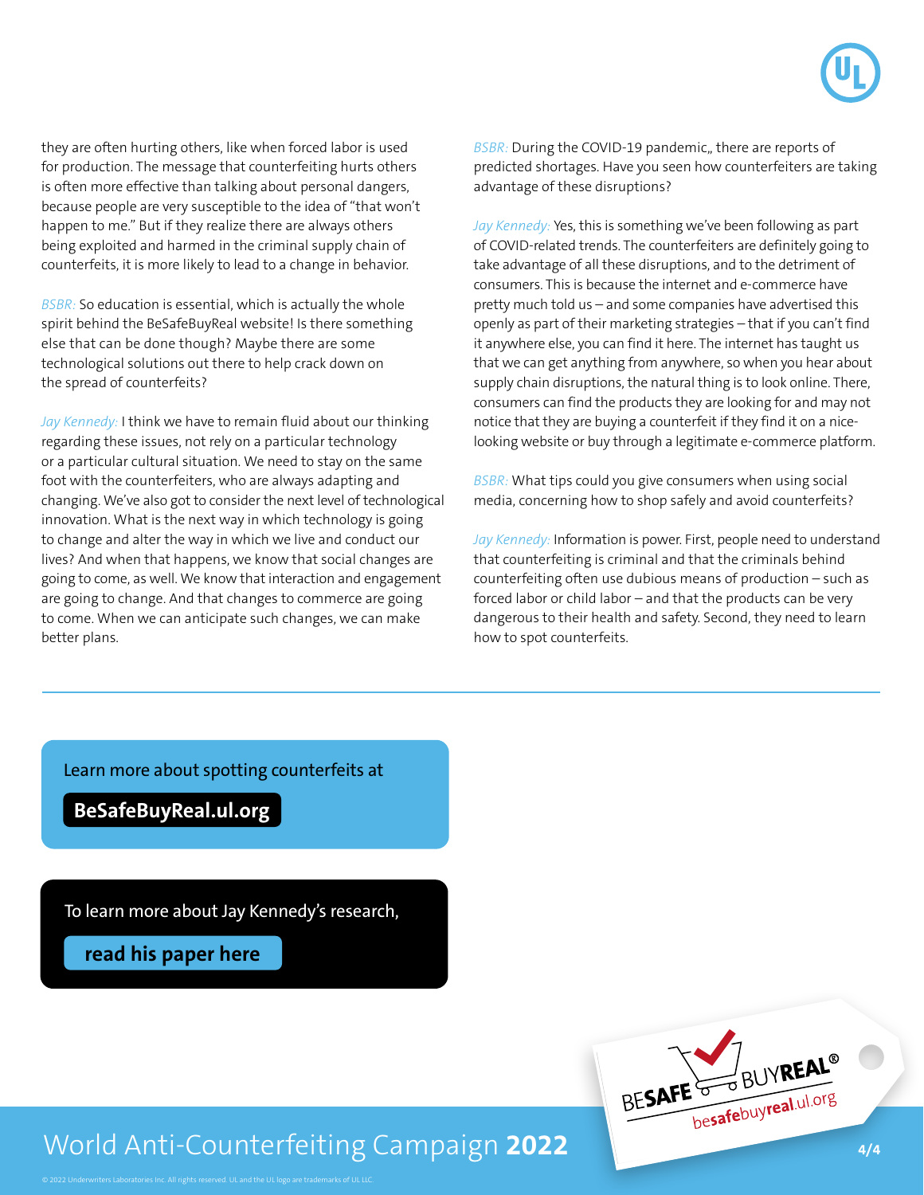they are often hurting others, like when forced labor is used for production. The message that counterfeiting hurts others is often more effective than talking about personal dangers, because people are very susceptible to the idea of "that won't happen to me." But if they realize there are always others being exploited and harmed in the criminal supply chain of counterfeits, it is more likely to lead to a change in behavior.

*BSBR:* So education is essential, which is actually the whole spirit behind the BeSafeBuyReal website! Is there something else that can be done though? Maybe there are some technological solutions out there to help crack down on the spread of counterfeits?

*Jay Kennedy:* I think we have to remain fluid about our thinking regarding these issues, not rely on a particular technology or a particular cultural situation. We need to stay on the same foot with the counterfeiters, who are always adapting and changing. We've also got to consider the next level of technological innovation. What is the next way in which technology is going to change and alter the way in which we live and conduct our lives? And when that happens, we know that social changes are going to come, as well. We know that interaction and engagement are going to change. And that changes to commerce are going to come. When we can anticipate such changes, we can make better plans.

*BSBR:* During the COVID-19 pandemic,, there are reports of predicted shortages. Have you seen how counterfeiters are taking advantage of these disruptions?

*Jay Kennedy:* Yes, this is something we've been following as part of COVID-related trends. The counterfeiters are definitely going to take advantage of all these disruptions, and to the detriment of consumers. This is because the internet and e-commerce have pretty much told us – and some companies have advertised this openly as part of their marketing strategies – that if you can't find it anywhere else, you can find it here. The internet has taught us that we can get anything from anywhere, so when you hear about supply chain disruptions, the natural thing is to look online. There, consumers can find the products they are looking for and may not notice that they are buying a counterfeit if they find it on a nice-looking website or buy through a legitimate e-commerce platform.

*BSBR:* What tips could you give consumers when using social media, concerning how to shop safely and avoid counterfeits?

*Jay Kennedy:* Information is power. First, people need to understand that counterfeiting is criminal and that the criminals behind counterfeiting often use dubious means of production – such as forced labor or child labor – and that the products can be very dangerous to their health and safety. Second, they need to learn how to spot counterfeits.

---

Learn more about spotting counterfeits at

**BeSafeBuyReal.ul.org**

To learn more about Jay Kennedy's research,

**read his paper here**

World Anti-Counterfeiting Campaign **2022**

© 2022 Underwriters Laboratories Inc. All rights reserved. UL and the UL logo are trademarks of UL LLC.